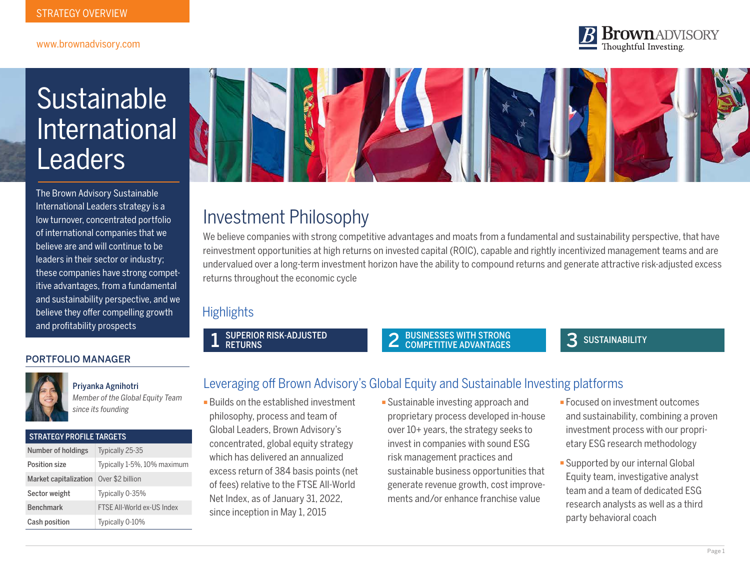STRATEGY OVERVIEW

www.brownadvisory.com

Brown ADVISORY
Thoughtful Investing.

# Sustainable International Leaders

The Brown Advisory Sustainable International Leaders strategy is a low turnover, concentrated portfolio of international companies that we believe are and will continue to be leaders in their sector or industry; these companies have strong competitive advantages, from a fundamental and sustainability perspective, and we believe they offer compelling growth and profitability prospects

## PORTFOLIO MANAGER

**Priyanka Agnihotri**
*Member of the Global Equity Team since its founding*

| STRATEGY PROFILE TARGETS | |
|---|---|
| Number of holdings | Typically 25-35 |
| Position size | Typically 1-5%, 10% maximum |
| Market capitalization | Over $2 billion |
| Sector weight | Typically 0-35% |
| Benchmark | FTSE All-World ex-US Index |
| Cash position | Typically 0-10% |

## Investment Philosophy

We believe companies with strong competitive advantages and moats from a fundamental and sustainability perspective, that have reinvestment opportunities at high returns on invested capital (ROIC), capable and rightly incentivized management teams and are undervalued over a long-term investment horizon have the ability to compound returns and generate attractive risk-adjusted excess returns throughout the economic cycle

## Highlights

1. SUPERIOR RISK-ADJUSTED RETURNS
2. BUSINESSES WITH STRONG COMPETITIVE ADVANTAGES
3. SUSTAINABILITY

## Leveraging off Brown Advisory's Global Equity and Sustainable Investing platforms

- Builds on the established investment philosophy, process and team of Global Leaders, Brown Advisory's concentrated, global equity strategy which has delivered an annualized excess return of 384 basis points (net of fees) relative to the FTSE All-World Net Index, as of January 31, 2022, since inception in May 1, 2015
- Sustainable investing approach and proprietary process developed in-house over 10+ years, the strategy seeks to invest in companies with sound ESG risk management practices and sustainable business opportunities that generate revenue growth, cost improvements and/or enhance franchise value
- Focused on investment outcomes and sustainability, combining a proven investment process with our proprietary ESG research methodology
- Supported by our internal Global Equity team, investigative analyst team and a team of dedicated ESG research analysts as well as a third party behavioral coach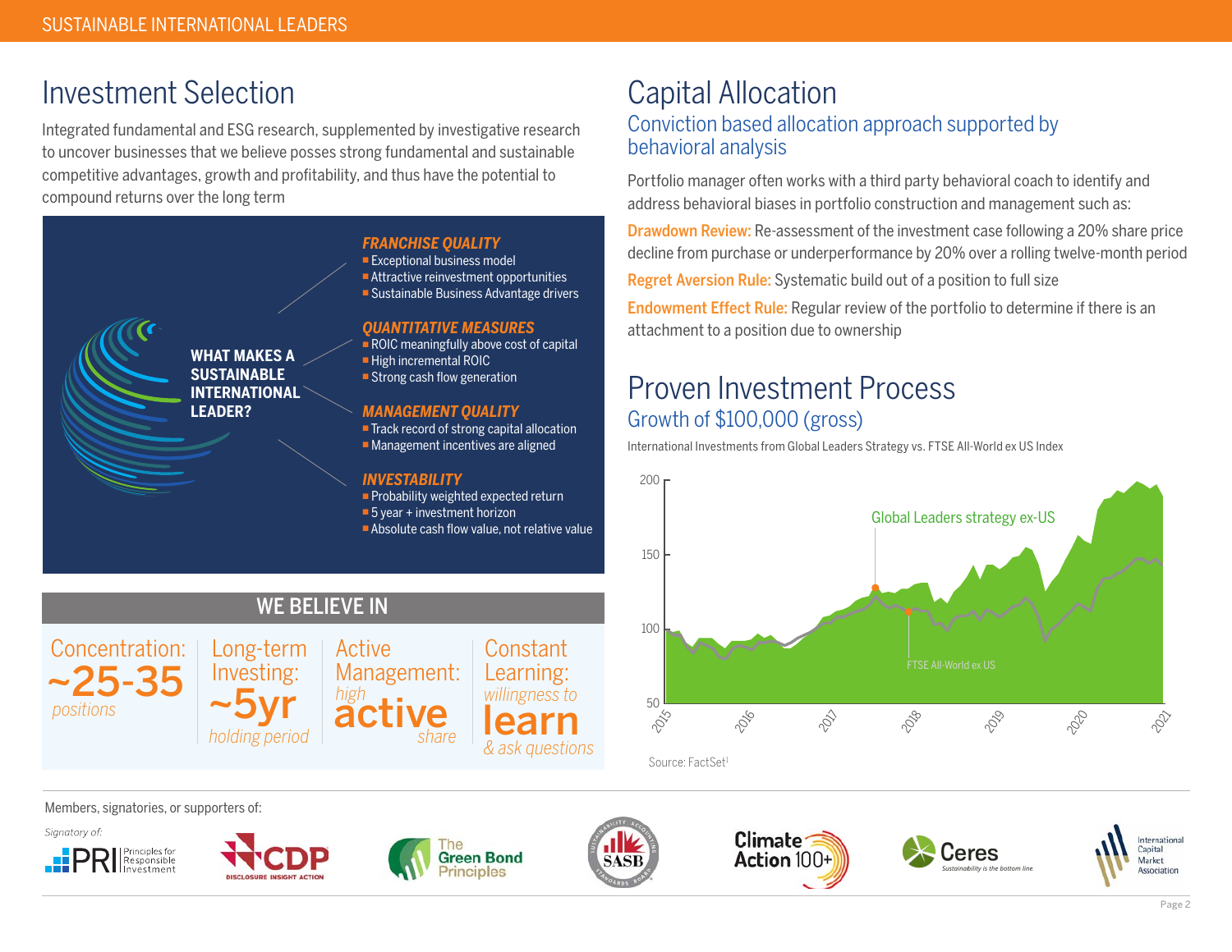## Investment Selection

Integrated fundamental and ESG research, supplemented by investigative research to uncover businesses that we believe posses strong fundamental and sustainable competitive advantages, growth and profitability, and thus have the potential to compound returns over the long term

**WHAT MAKES A SUSTAINABLE INTERNATIONAL LEADER?**

***FRANCHISE QUALITY***
- Exceptional business model
- Attractive reinvestment opportunities
- Sustainable Business Advantage drivers

***QUANTITATIVE MEASURES***
- ROIC meaningfully above cost of capital
- High incremental ROIC
- Strong cash flow generation

***MANAGEMENT QUALITY***
- Track record of strong capital allocation
- Management incentives are aligned

***INVESTABILITY***
- Probability weighted expected return
- 5 year + investment horizon
- Absolute cash flow value, not relative value

### WE BELIEVE IN

| Concentration: | Long-term Investing: | Active Management: | Constant Learning: |
|---|---|---|---|
| **~25-35** *positions* | **~5yr** *holding period* | *high* **active** *share* | *willingness to* **learn** *& ask questions* |

## Capital Allocation

### Conviction based allocation approach supported by behavioral analysis

Portfolio manager often works with a third party behavioral coach to identify and address behavioral biases in portfolio construction and management such as:

**Drawdown Review:** Re-assessment of the investment case following a 20% share price decline from purchase or underperformance by 20% over a rolling twelve-month period

**Regret Aversion Rule:** Systematic build out of a position to full size

**Endowment Effect Rule:** Regular review of the portfolio to determine if there is an attachment to a position due to ownership

## Proven Investment Process

### Growth of $100,000 (gross)

International Investments from Global Leaders Strategy vs. FTSE All-World ex US Index

Global Leaders strategy ex-US

FTSE All-World ex US

Source: FactSet[1]

Members, signatories, or supporters of:

*Signatory of:* PRI Principles for Responsible Investment · CDP Disclosure Insight Action · The Green Bond Principles · SASB · Climate Action 100+ · Ceres · International Capital Market Association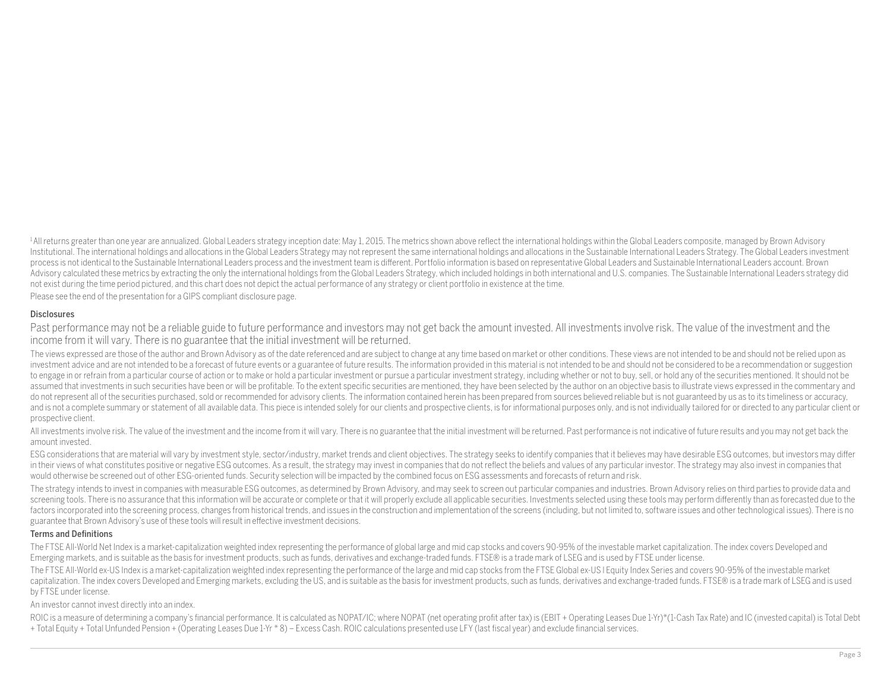[1] All returns greater than one year are annualized. Global Leaders strategy inception date: May 1, 2015. The metrics shown above reflect the international holdings within the Global Leaders composite, managed by Brown Advisory Institutional. The international holdings and allocations in the Global Leaders Strategy may not represent the same international holdings and allocations in the Sustainable International Leaders Strategy. The Global Leaders investment process is not identical to the Sustainable International Leaders process and the investment team is different. Portfolio information is based on representative Global Leaders and Sustainable International Leaders account. Brown Advisory calculated these metrics by extracting the only the international holdings from the Global Leaders Strategy, which included holdings in both international and U.S. companies. The Sustainable International Leaders strategy did not exist during the time period pictured, and this chart does not depict the actual performance of any strategy or client portfolio in existence at the time.

Please see the end of the presentation for a GIPS compliant disclosure page.

**Disclosures**

Past performance may not be a reliable guide to future performance and investors may not get back the amount invested. All investments involve risk. The value of the investment and the income from it will vary. There is no guarantee that the initial investment will be returned.

The views expressed are those of the author and Brown Advisory as of the date referenced and are subject to change at any time based on market or other conditions. These views are not intended to be and should not be relied upon as investment advice and are not intended to be a forecast of future events or a guarantee of future results. The information provided in this material is not intended to be and should not be considered to be a recommendation or suggestion to engage in or refrain from a particular course of action or to make or hold a particular investment or pursue a particular investment strategy, including whether or not to buy, sell, or hold any of the securities mentioned. It should not be assumed that investments in such securities have been or will be profitable. To the extent specific securities are mentioned, they have been selected by the author on an objective basis to illustrate views expressed in the commentary and do not represent all of the securities purchased, sold or recommended for advisory clients. The information contained herein has been prepared from sources believed reliable but is not guaranteed by us as to its timeliness or accuracy, and is not a complete summary or statement of all available data. This piece is intended solely for our clients and prospective clients, is for informational purposes only, and is not individually tailored for or directed to any particular client or prospective client.

All investments involve risk. The value of the investment and the income from it will vary. There is no guarantee that the initial investment will be returned. Past performance is not indicative of future results and you may not get back the amount invested.

ESG considerations that are material will vary by investment style, sector/industry, market trends and client objectives. The strategy seeks to identify companies that it believes may have desirable ESG outcomes, but investors may differ in their views of what constitutes positive or negative ESG outcomes. As a result, the strategy may invest in companies that do not reflect the beliefs and values of any particular investor. The strategy may also invest in companies that would otherwise be screened out of other ESG-oriented funds. Security selection will be impacted by the combined focus on ESG assessments and forecasts of return and risk.

The strategy intends to invest in companies with measurable ESG outcomes, as determined by Brown Advisory, and may seek to screen out particular companies and industries. Brown Advisory relies on third parties to provide data and screening tools. There is no assurance that this information will be accurate or complete or that it will properly exclude all applicable securities. Investments selected using these tools may perform differently than as forecasted due to the factors incorporated into the screening process, changes from historical trends, and issues in the construction and implementation of the screens (including, but not limited to, software issues and other technological issues). There is no guarantee that Brown Advisory's use of these tools will result in effective investment decisions.

**Terms and Definitions**

The FTSE All-World Net Index is a market-capitalization weighted index representing the performance of global large and mid cap stocks and covers 90-95% of the investable market capitalization. The index covers Developed and Emerging markets, and is suitable as the basis for investment products, such as funds, derivatives and exchange-traded funds. FTSE® is a trade mark of LSEG and is used by FTSE under license.

The FTSE All-World ex-US Index is a market-capitalization weighted index representing the performance of the large and mid cap stocks from the FTSE Global ex-US l Equity Index Series and covers 90-95% of the investable market capitalization. The index covers Developed and Emerging markets, excluding the US, and is suitable as the basis for investment products, such as funds, derivatives and exchange-traded funds. FTSE® is a trade mark of LSEG and is used by FTSE under license.

An investor cannot invest directly into an index.

ROIC is a measure of determining a company's financial performance. It is calculated as NOPAT/IC; where NOPAT (net operating profit after tax) is (EBIT + Operating Leases Due 1-Yr)*(1-Cash Tax Rate) and IC (invested capital) is Total Debt + Total Equity + Total Unfunded Pension + (Operating Leases Due 1-Yr * 8) – Excess Cash. ROIC calculations presented use LFY (last fiscal year) and exclude financial services.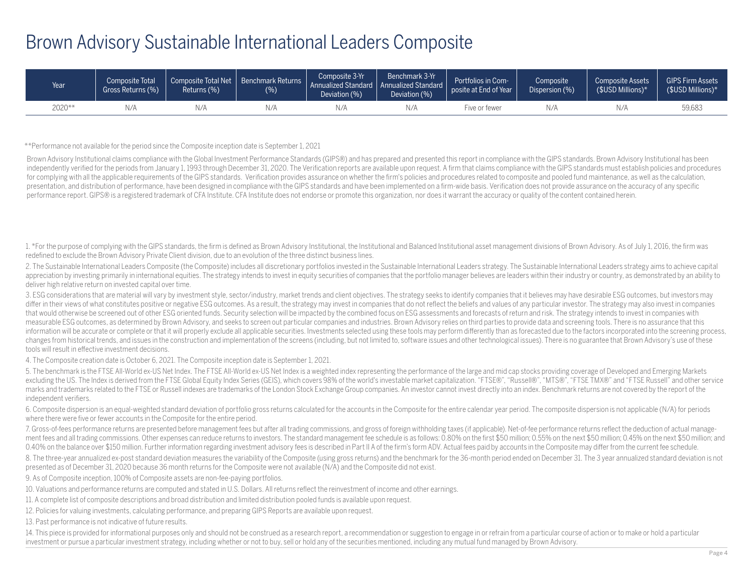# Brown Advisory Sustainable International Leaders Composite

| Year | Composite Total Gross Returns (%) | Composite Total Net Returns (%) | Benchmark Returns (%) | Composite 3-Yr Annualized Standard Deviation (%) | Benchmark 3-Yr Annualized Standard Deviation (%) | Portfolios in Composite at End of Year | Composite Dispersion (%) | Composite Assets ($USD Millions)* | GIPS Firm Assets ($USD Millions)* |
|---|---|---|---|---|---|---|---|---|---|
| 2020** | N/A | N/A | N/A | N/A | N/A | Five or fewer | N/A | N/A | 59,683 |

**Performance not available for the period since the Composite inception date is September 1, 2021

Brown Advisory Institutional claims compliance with the Global Investment Performance Standards (GIPS®) and has prepared and presented this report in compliance with the GIPS standards. Brown Advisory Institutional has been independently verified for the periods from January 1, 1993 through December 31, 2020. The Verification reports are available upon request. A firm that claims compliance with the GIPS standards must establish policies and procedures for complying with all the applicable requirements of the GIPS standards. Verification provides assurance on whether the firm's policies and procedures related to composite and pooled fund maintenance, as well as the calculation, presentation, and distribution of performance, have been designed in compliance with the GIPS standards and have been implemented on a firm-wide basis. Verification does not provide assurance on the accuracy of any specific performance report. GIPS® is a registered trademark of CFA Institute. CFA Institute does not endorse or promote this organization, nor does it warrant the accuracy or quality of the content contained herein.

1. *For the purpose of complying with the GIPS standards, the firm is defined as Brown Advisory Institutional, the Institutional and Balanced Institutional asset management divisions of Brown Advisory. As of July 1, 2016, the firm was redefined to exclude the Brown Advisory Private Client division, due to an evolution of the three distinct business lines.

2. The Sustainable International Leaders Composite (the Composite) includes all discretionary portfolios invested in the Sustainable International Leaders strategy. The Sustainable International Leaders strategy aims to achieve capital appreciation by investing primarily in international equities. The strategy intends to invest in equity securities of companies that the portfolio manager believes are leaders within their industry or country, as demonstrated by an ability to deliver high relative return on invested capital over time.

3. ESG considerations that are material will vary by investment style, sector/industry, market trends and client objectives. The strategy seeks to identify companies that it believes may have desirable ESG outcomes, but investors may differ in their views of what constitutes positive or negative ESG outcomes. As a result, the strategy may invest in companies that do not reflect the beliefs and values of any particular investor. The strategy may also invest in companies that would otherwise be screened out of other ESG oriented funds. Security selection will be impacted by the combined focus on ESG assessments and forecasts of return and risk. The strategy intends to invest in companies with measurable ESG outcomes, as determined by Brown Advisory, and seeks to screen out particular companies and industries. Brown Advisory relies on third parties to provide data and screening tools. There is no assurance that this information will be accurate or complete or that it will properly exclude all applicable securities. Investments selected using these tools may perform differently than as forecasted due to the factors incorporated into the screening process, changes from historical trends, and issues in the construction and implementation of the screens (including, but not limited to, software issues and other technological issues). There is no guarantee that Brown Advisory's use of these tools will result in effective investment decisions.

4. The Composite creation date is October 6, 2021. The Composite inception date is September 1, 2021.

5. The benchmark is the FTSE All-World ex-US Net Index. The FTSE All-World ex-US Net Index is a weighted index representing the performance of the large and mid cap stocks providing coverage of Developed and Emerging Markets excluding the US. The Index is derived from the FTSE Global Equity Index Series (GEIS), which covers 98% of the world's investable market capitalization. "FTSE®", "Russell®", "MTS®", "FTSE TMX®" and "FTSE Russell" and other service marks and trademarks related to the FTSE or Russell indexes are trademarks of the London Stock Exchange Group companies. An investor cannot invest directly into an index. Benchmark returns are not covered by the report of the independent verifiers.

6. Composite dispersion is an equal-weighted standard deviation of portfolio gross returns calculated for the accounts in the Composite for the entire calendar year period. The composite dispersion is not applicable (N/A) for periods where there were five or fewer accounts in the Composite for the entire period.

7. Gross-of-fees performance returns are presented before management fees but after all trading commissions, and gross of foreign withholding taxes (if applicable). Net-of-fee performance returns reflect the deduction of actual management fees and all trading commissions. Other expenses can reduce returns to investors. The standard management fee schedule is as follows: 0.80% on the first $50 million; 0.55% on the next $50 million; 0.45% on the next $50 million; and 0.40% on the balance over $150 million. Further information regarding investment advisory fees is described in Part II A of the firm's form ADV. Actual fees paid by accounts in the Composite may differ from the current fee schedule.

8. The three-year annualized ex-post standard deviation measures the variability of the Composite (using gross returns) and the benchmark for the 36-month period ended on December 31. The 3 year annualized standard deviation is not presented as of December 31, 2020 because 36 month returns for the Composite were not available (N/A) and the Composite did not exist.

9. As of Composite inception, 100% of Composite assets are non-fee-paying portfolios.

10. Valuations and performance returns are computed and stated in U.S. Dollars. All returns reflect the reinvestment of income and other earnings.

11. A complete list of composite descriptions and broad distribution and limited distribution pooled funds is available upon request.

12. Policies for valuing investments, calculating performance, and preparing GIPS Reports are available upon request.

13. Past performance is not indicative of future results.

14. This piece is provided for informational purposes only and should not be construed as a research report, a recommendation or suggestion to engage in or refrain from a particular course of action or to make or hold a particular investment or pursue a particular investment strategy, including whether or not to buy, sell or hold any of the securities mentioned, including any mutual fund managed by Brown Advisory.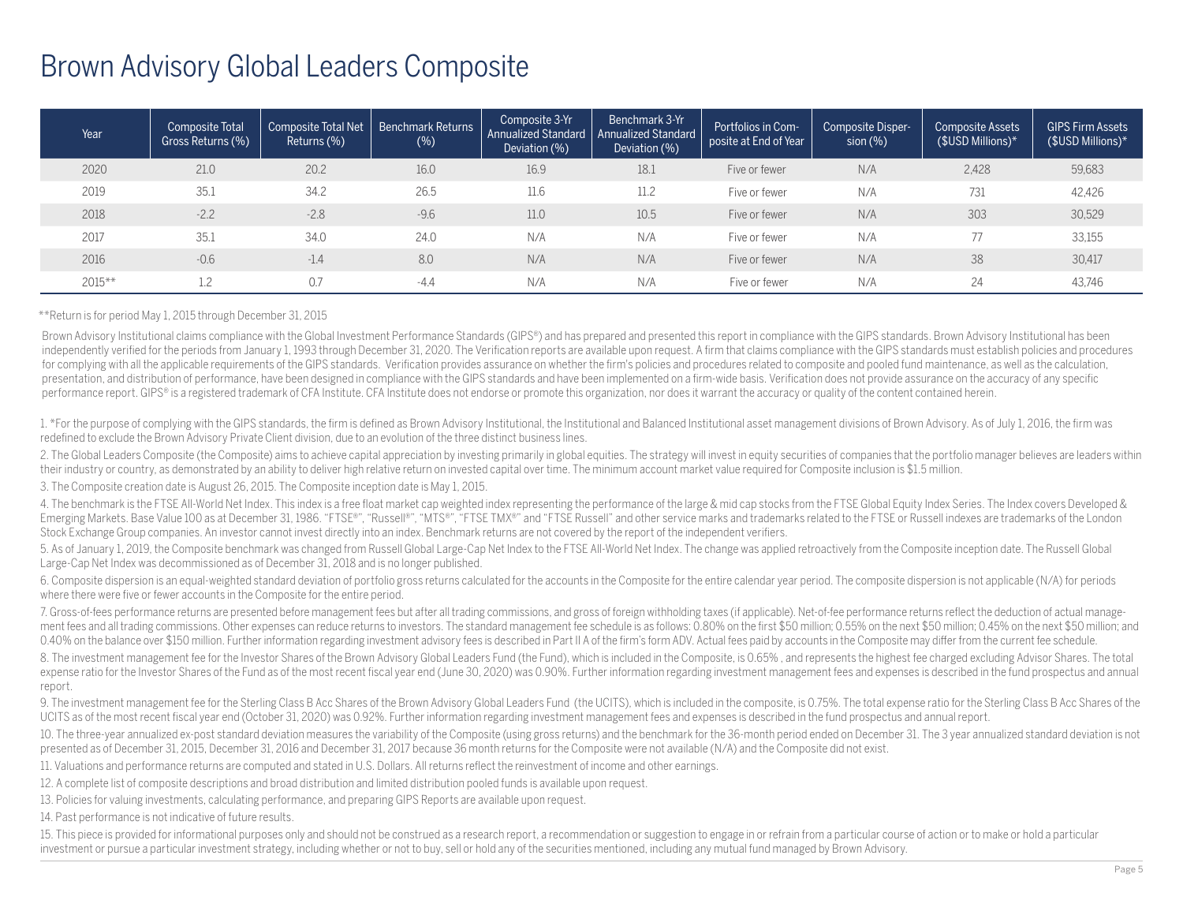# Brown Advisory Global Leaders Composite

| Year | Composite Total Gross Returns (%) | Composite Total Net Returns (%) | Benchmark Returns (%) | Composite 3-Yr Annualized Standard Deviation (%) | Benchmark 3-Yr Annualized Standard Deviation (%) | Portfolios in Composite at End of Year | Composite Dispersion (%) | Composite Assets ($USD Millions)* | GIPS Firm Assets ($USD Millions)* |
|---|---|---|---|---|---|---|---|---|---|
| 2020 | 21.0 | 20.2 | 16.0 | 16.9 | 18.1 | Five or fewer | N/A | 2,428 | 59,683 |
| 2019 | 35.1 | 34.2 | 26.5 | 11.6 | 11.2 | Five or fewer | N/A | 731 | 42,426 |
| 2018 | -2.2 | -2.8 | -9.6 | 11.0 | 10.5 | Five or fewer | N/A | 303 | 30,529 |
| 2017 | 35.1 | 34.0 | 24.0 | N/A | N/A | Five or fewer | N/A | 77 | 33,155 |
| 2016 | -0.6 | -1.4 | 8.0 | N/A | N/A | Five or fewer | N/A | 38 | 30,417 |
| 2015** | 1.2 | 0.7 | -4.4 | N/A | N/A | Five or fewer | N/A | 24 | 43,746 |

**Return is for period May 1, 2015 through December 31, 2015

Brown Advisory Institutional claims compliance with the Global Investment Performance Standards (GIPS®) and has prepared and presented this report in compliance with the GIPS standards. Brown Advisory Institutional has been independently verified for the periods from January 1, 1993 through December 31, 2020. The Verification reports are available upon request. A firm that claims compliance with the GIPS standards must establish policies and procedures for complying with all the applicable requirements of the GIPS standards. Verification provides assurance on whether the firm's policies and procedures related to composite and pooled fund maintenance, as well as the calculation, presentation, and distribution of performance, have been designed in compliance with the GIPS standards and have been implemented on a firm-wide basis. Verification does not provide assurance on the accuracy of any specific performance report. GIPS® is a registered trademark of CFA Institute. CFA Institute does not endorse or promote this organization, nor does it warrant the accuracy or quality of the content contained herein.

1. *For the purpose of complying with the GIPS standards, the firm is defined as Brown Advisory Institutional, the Institutional and Balanced Institutional asset management divisions of Brown Advisory. As of July 1, 2016, the firm was redefined to exclude the Brown Advisory Private Client division, due to an evolution of the three distinct business lines.

2. The Global Leaders Composite (the Composite) aims to achieve capital appreciation by investing primarily in global equities. The strategy will invest in equity securities of companies that the portfolio manager believes are leaders within their industry or country, as demonstrated by an ability to deliver high relative return on invested capital over time. The minimum account market value required for Composite inclusion is $1.5 million.

3. The Composite creation date is August 26, 2015. The Composite inception date is May 1, 2015.

4. The benchmark is the FTSE All-World Net Index. This index is a free float market cap weighted index representing the performance of the large & mid cap stocks from the FTSE Global Equity Index Series. The Index covers Developed & Emerging Markets. Base Value 100 as at December 31, 1986. "FTSE®", "Russell®", "MTS®", "FTSE TMX®" and "FTSE Russell" and other service marks and trademarks related to the FTSE or Russell indexes are trademarks of the London Stock Exchange Group companies. An investor cannot invest directly into an index. Benchmark returns are not covered by the report of the independent verifiers.

5. As of January 1, 2019, the Composite benchmark was changed from Russell Global Large-Cap Net Index to the FTSE All-World Net Index. The change was applied retroactively from the Composite inception date. The Russell Global Large-Cap Net Index was decommissioned as of December 31, 2018 and is no longer published.

6. Composite dispersion is an equal-weighted standard deviation of portfolio gross returns calculated for the accounts in the Composite for the entire calendar year period. The composite dispersion is not applicable (N/A) for periods where there were five or fewer accounts in the Composite for the entire period.

7. Gross-of-fees performance returns are presented before management fees but after all trading commissions, and gross of foreign withholding taxes (if applicable). Net-of-fee performance returns reflect the deduction of actual management fees and all trading commissions. Other expenses can reduce returns to investors. The standard management fee schedule is as follows: 0.80% on the first $50 million; 0.55% on the next $50 million; 0.45% on the next $50 million; and 0.40% on the balance over $150 million. Further information regarding investment advisory fees is described in Part II A of the firm's form ADV. Actual fees paid by accounts in the Composite may differ from the current fee schedule.

8. The investment management fee for the Investor Shares of the Brown Advisory Global Leaders Fund (the Fund), which is included in the Composite, is 0.65% , and represents the highest fee charged excluding Advisor Shares. The total expense ratio for the Investor Shares of the Fund as of the most recent fiscal year end (June 30, 2020) was 0.90%. Further information regarding investment management fees and expenses is described in the fund prospectus and annual report.

9. The investment management fee for the Sterling Class B Acc Shares of the Brown Advisory Global Leaders Fund (the UCITS), which is included in the composite, is 0.75%. The total expense ratio for the Sterling Class B Acc Shares of the UCITS as of the most recent fiscal year end (October 31, 2020) was 0.92%. Further information regarding investment management fees and expenses is described in the fund prospectus and annual report.

10. The three-year annualized ex-post standard deviation measures the variability of the Composite (using gross returns) and the benchmark for the 36-month period ended on December 31. The 3 year annualized standard deviation is not presented as of December 31, 2015, December 31, 2016 and December 31, 2017 because 36 month returns for the Composite were not available (N/A) and the Composite did not exist.

11. Valuations and performance returns are computed and stated in U.S. Dollars. All returns reflect the reinvestment of income and other earnings.

12. A complete list of composite descriptions and broad distribution and limited distribution pooled funds is available upon request.

13. Policies for valuing investments, calculating performance, and preparing GIPS Reports are available upon request.

14. Past performance is not indicative of future results.

15. This piece is provided for informational purposes only and should not be construed as a research report, a recommendation or suggestion to engage in or refrain from a particular course of action or to make or hold a particular investment or pursue a particular investment strategy, including whether or not to buy, sell or hold any of the securities mentioned, including any mutual fund managed by Brown Advisory.